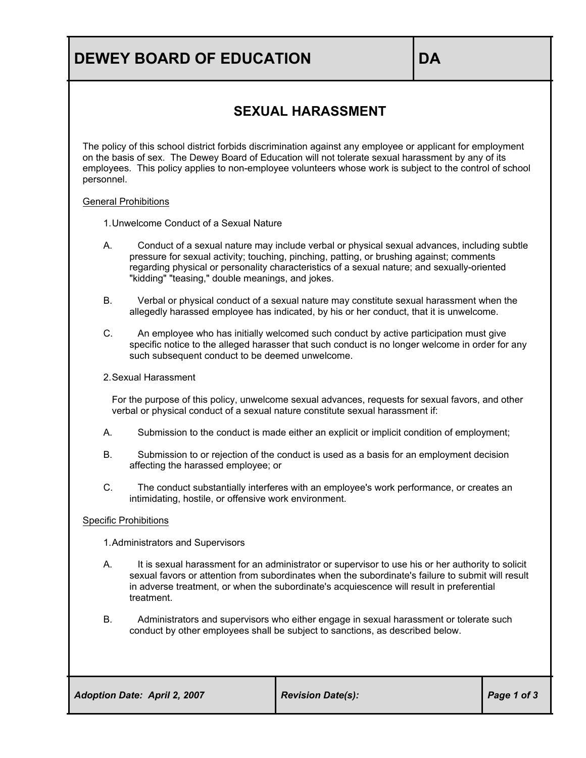# DEWEY BOARD OF EDUCATION — DA

## SEXUAL HARASSMENT

The policy of this school district forbids discrimination against any employee or applicant for employment on the basis of sex. The Dewey Board of Education will not tolerate sexual harassment by any of its employees. This policy applies to non-employee volunteers whose work is subject to the control of school personnel.

### General Prohibitions

1. Unwelcome Conduct of a Sexual Nature

   A. Conduct of a sexual nature may include verbal or physical sexual advances, including subtle pressure for sexual activity; touching, pinching, patting, or brushing against; comments regarding physical or personality characteristics of a sexual nature; and sexually-oriented "kidding" "teasing," double meanings, and jokes.

   B. Verbal or physical conduct of a sexual nature may constitute sexual harassment when the allegedly harassed employee has indicated, by his or her conduct, that it is unwelcome.

   C. An employee who has initially welcomed such conduct by active participation must give specific notice to the alleged harasser that such conduct is no longer welcome in order for any such subsequent conduct to be deemed unwelcome.

2. Sexual Harassment

   For the purpose of this policy, unwelcome sexual advances, requests for sexual favors, and other verbal or physical conduct of a sexual nature constitute sexual harassment if:

   A. Submission to the conduct is made either an explicit or implicit condition of employment;

   B. Submission to or rejection of the conduct is used as a basis for an employment decision affecting the harassed employee; or

   C. The conduct substantially interferes with an employee's work performance, or creates an intimidating, hostile, or offensive work environment.

### Specific Prohibitions

1. Administrators and Supervisors

   A. It is sexual harassment for an administrator or supervisor to use his or her authority to solicit sexual favors or attention from subordinates when the subordinate's failure to submit will result in adverse treatment, or when the subordinate's acquiescence will result in preferential treatment.

   B. Administrators and supervisors who either engage in sexual harassment or tolerate such conduct by other employees shall be subject to sanctions, as described below.

| Adoption Date: April 2, 2007 | Revision Date(s): |
| --- | --- |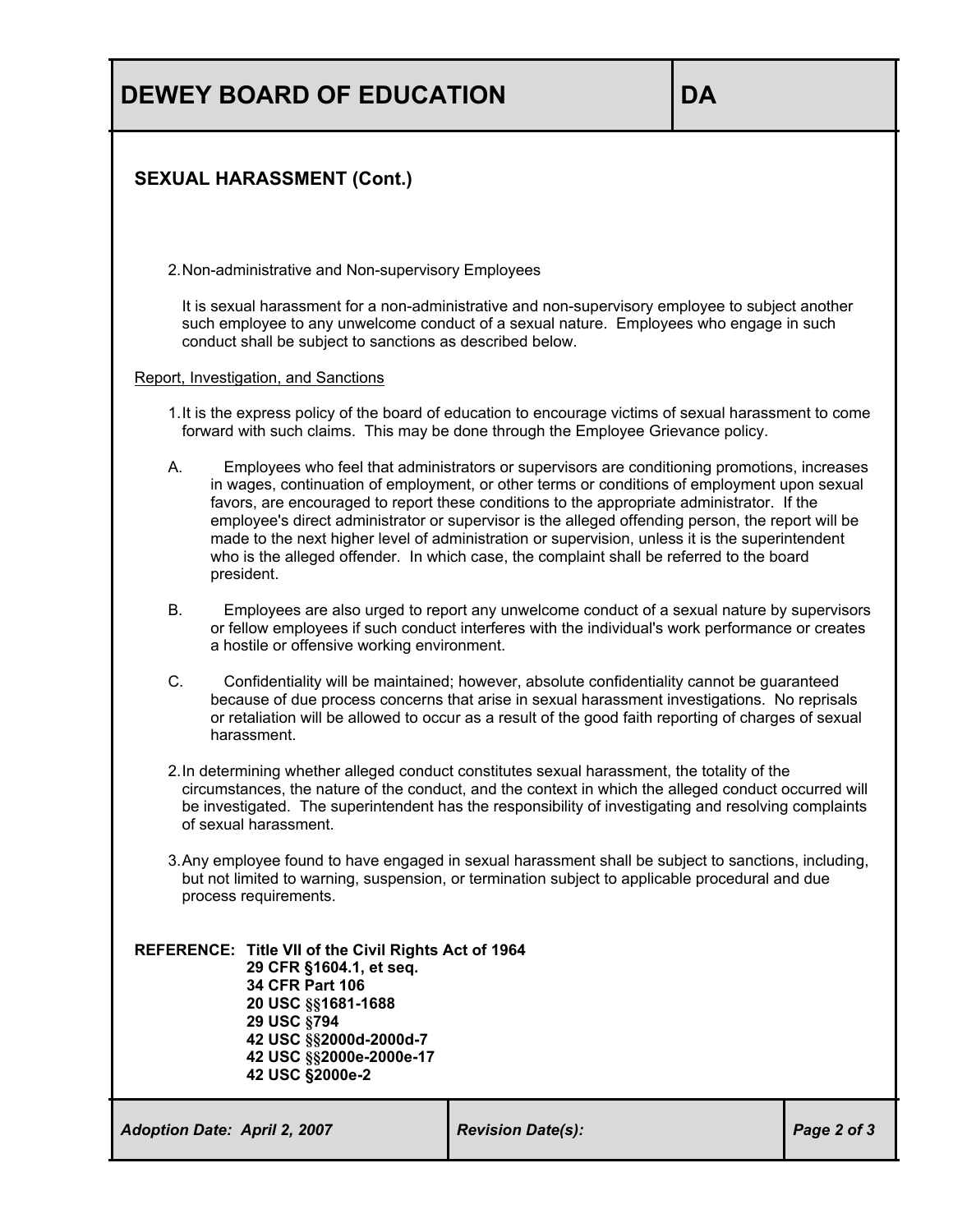## SEXUAL HARASSMENT (Cont.)

2. Non-administrative and Non-supervisory Employees

   It is sexual harassment for a non-administrative and non-supervisory employee to subject another such employee to any unwelcome conduct of a sexual nature. Employees who engage in such conduct shall be subject to sanctions as described below.

Report, Investigation, and Sanctions

1. It is the express policy of the board of education to encourage victims of sexual harassment to come forward with such claims. This may be done through the Employee Grievance policy.

   A. Employees who feel that administrators or supervisors are conditioning promotions, increases in wages, continuation of employment, or other terms or conditions of employment upon sexual favors, are encouraged to report these conditions to the appropriate administrator. If the employee's direct administrator or supervisor is the alleged offending person, the report will be made to the next higher level of administration or supervision, unless it is the superintendent who is the alleged offender. In which case, the complaint shall be referred to the board president.

   B. Employees are also urged to report any unwelcome conduct of a sexual nature by supervisors or fellow employees if such conduct interferes with the individual's work performance or creates a hostile or offensive working environment.

   C. Confidentiality will be maintained; however, absolute confidentiality cannot be guaranteed because of due process concerns that arise in sexual harassment investigations. No reprisals or retaliation will be allowed to occur as a result of the good faith reporting of charges of sexual harassment.

2. In determining whether alleged conduct constitutes sexual harassment, the totality of the circumstances, the nature of the conduct, and the context in which the alleged conduct occurred will be investigated. The superintendent has the responsibility of investigating and resolving complaints of sexual harassment.

3. Any employee found to have engaged in sexual harassment shall be subject to sanctions, including, but not limited to warning, suspension, or termination subject to applicable procedural and due process requirements.

**REFERENCE: Title VII of the Civil Rights Act of 1964**
**29 CFR §1604.1, et seq.**
**34 CFR Part 106**
**20 USC §§1681-1688**
**29 USC §794**
**42 USC §§2000d-2000d-7**
**42 USC §§2000e-2000e-17**
**42 USC §2000e-2**

*Adoption Date: April 2, 2007* | *Revision Date(s):*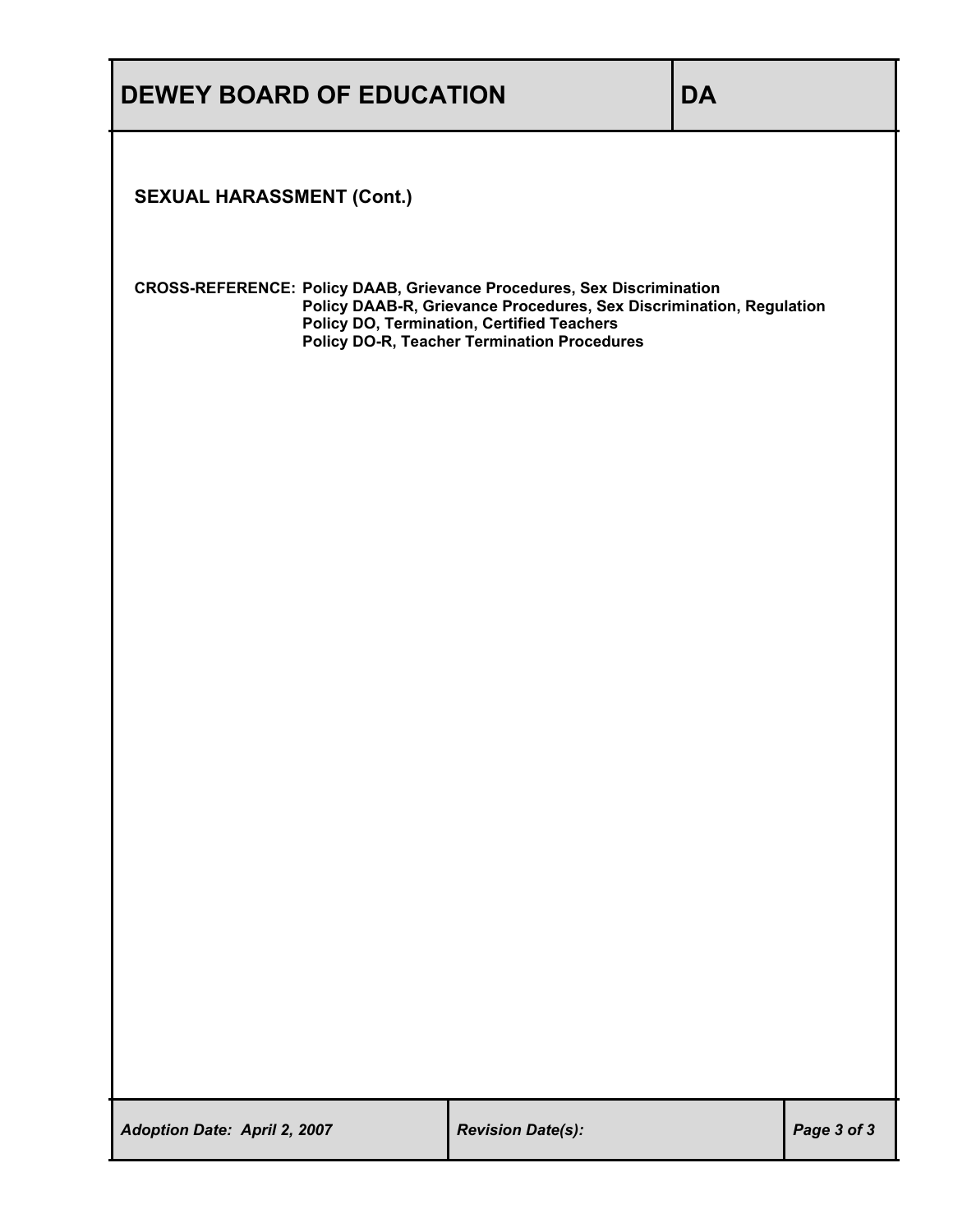**SEXUAL HARASSMENT (Cont.)**

**CROSS-REFERENCE:** **Policy DAAB, Grievance Procedures, Sex Discrimination**
**Policy DAAB-R, Grievance Procedures, Sex Discrimination, Regulation**
**Policy DO, Termination, Certified Teachers**
**Policy DO-R, Teacher Termination Procedures**

*Adoption Date: April 2, 2007* | *Revision Date(s):*